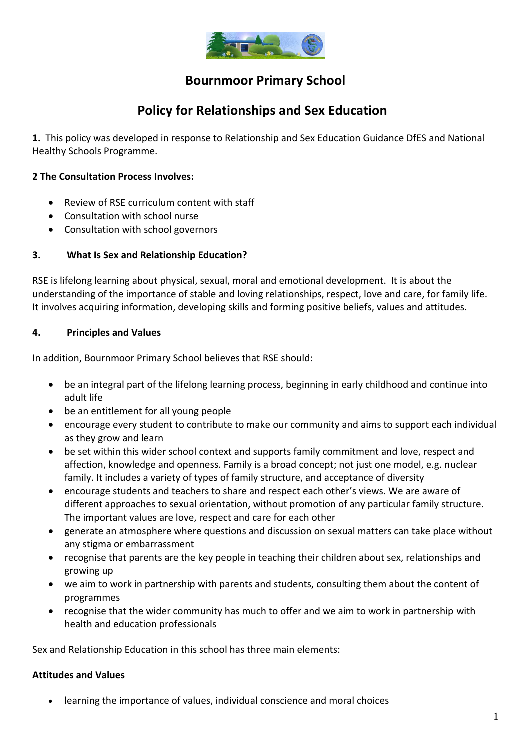# Bournmoor Primary School

## Policy for Relationships and Sex Education

**1.** This policy was developed in response to Relationship and Sex Education Guidance DfES and National Healthy Schools Programme.

**2 The Consultation Process Involves:**

- Review of RSE curriculum content with staff
- Consultation with school nurse
- Consultation with school governors

**3. What Is Sex and Relationship Education?**

RSE is lifelong learning about physical, sexual, moral and emotional development. It is about the understanding of the importance of stable and loving relationships, respect, love and care, for family life. It involves acquiring information, developing skills and forming positive beliefs, values and attitudes.

**4. Principles and Values**

In addition, Bournmoor Primary School believes that RSE should:

- be an integral part of the lifelong learning process, beginning in early childhood and continue into adult life
- be an entitlement for all young people
- encourage every student to contribute to make our community and aims to support each individual as they grow and learn
- be set within this wider school context and supports family commitment and love, respect and affection, knowledge and openness. Family is a broad concept; not just one model, e.g. nuclear family. It includes a variety of types of family structure, and acceptance of diversity
- encourage students and teachers to share and respect each other's views. We are aware of different approaches to sexual orientation, without promotion of any particular family structure. The important values are love, respect and care for each other
- generate an atmosphere where questions and discussion on sexual matters can take place without any stigma or embarrassment
- recognise that parents are the key people in teaching their children about sex, relationships and growing up
- we aim to work in partnership with parents and students, consulting them about the content of programmes
- recognise that the wider community has much to offer and we aim to work in partnership with health and education professionals

Sex and Relationship Education in this school has three main elements:

**Attitudes and Values**

- learning the importance of values, individual conscience and moral choices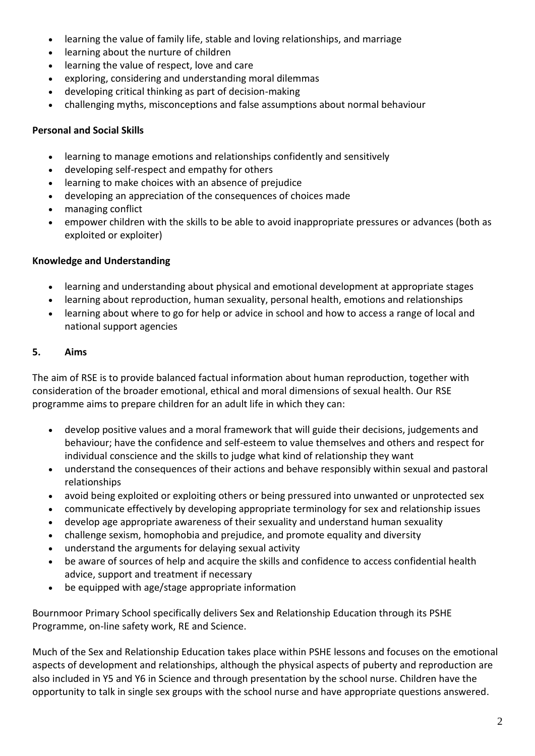- learning the value of family life, stable and loving relationships, and marriage
- learning about the nurture of children
- learning the value of respect, love and care
- exploring, considering and understanding moral dilemmas
- developing critical thinking as part of decision-making
- challenging myths, misconceptions and false assumptions about normal behaviour

**Personal and Social Skills**

- learning to manage emotions and relationships confidently and sensitively
- developing self-respect and empathy for others
- learning to make choices with an absence of prejudice
- developing an appreciation of the consequences of choices made
- managing conflict
- empower children with the skills to be able to avoid inappropriate pressures or advances (both as exploited or exploiter)

**Knowledge and Understanding**

- learning and understanding about physical and emotional development at appropriate stages
- learning about reproduction, human sexuality, personal health, emotions and relationships
- learning about where to go for help or advice in school and how to access a range of local and national support agencies

## 5. Aims

The aim of RSE is to provide balanced factual information about human reproduction, together with consideration of the broader emotional, ethical and moral dimensions of sexual health. Our RSE programme aims to prepare children for an adult life in which they can:

- develop positive values and a moral framework that will guide their decisions, judgements and behaviour; have the confidence and self-esteem to value themselves and others and respect for individual conscience and the skills to judge what kind of relationship they want
- understand the consequences of their actions and behave responsibly within sexual and pastoral relationships
- avoid being exploited or exploiting others or being pressured into unwanted or unprotected sex
- communicate effectively by developing appropriate terminology for sex and relationship issues
- develop age appropriate awareness of their sexuality and understand human sexuality
- challenge sexism, homophobia and prejudice, and promote equality and diversity
- understand the arguments for delaying sexual activity
- be aware of sources of help and acquire the skills and confidence to access confidential health advice, support and treatment if necessary
- be equipped with age/stage appropriate information

Bournmoor Primary School specifically delivers Sex and Relationship Education through its PSHE Programme, on-line safety work, RE and Science.

Much of the Sex and Relationship Education takes place within PSHE lessons and focuses on the emotional aspects of development and relationships, although the physical aspects of puberty and reproduction are also included in Y5 and Y6 in Science and through presentation by the school nurse. Children have the opportunity to talk in single sex groups with the school nurse and have appropriate questions answered.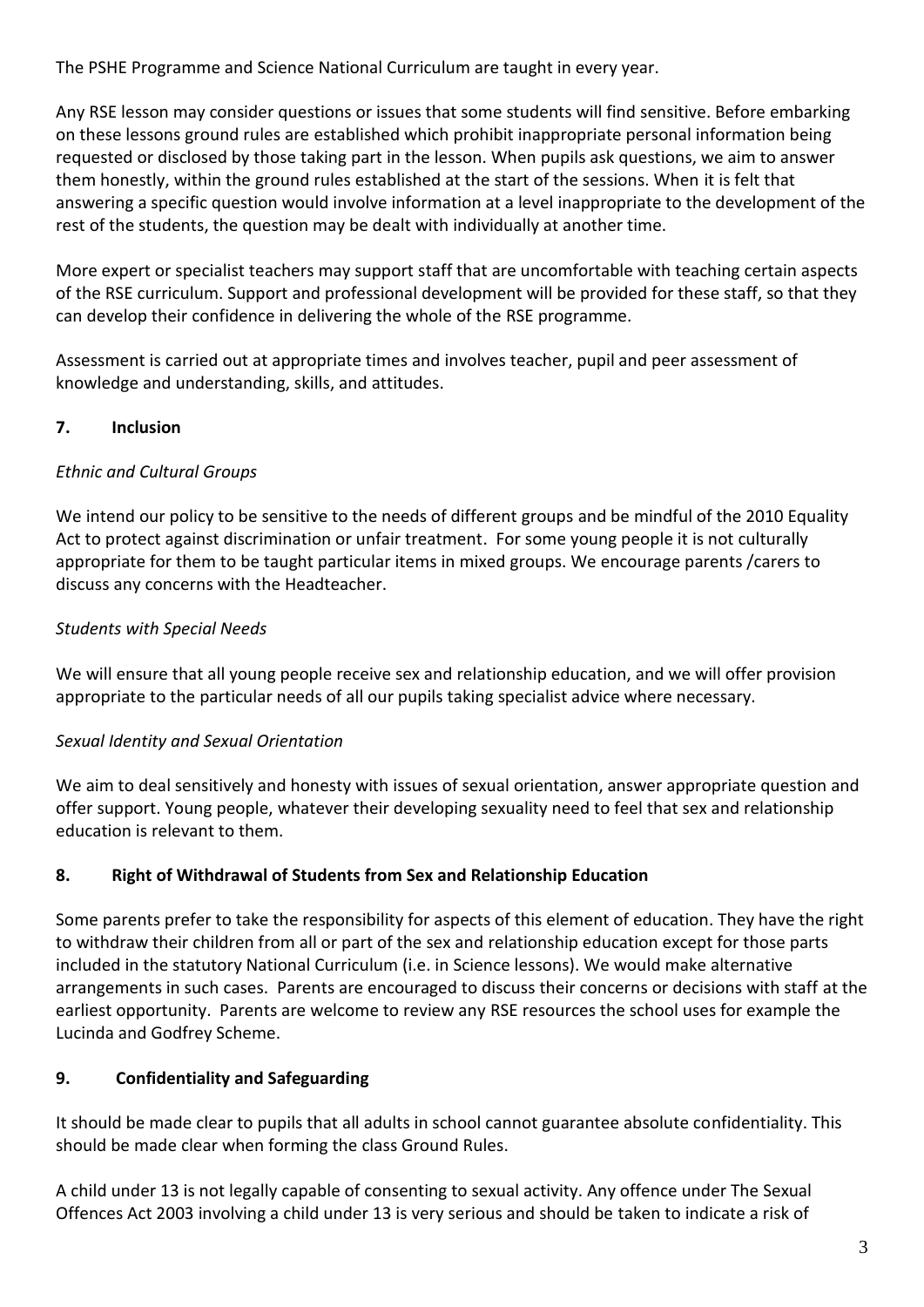The PSHE Programme and Science National Curriculum are taught in every year.

Any RSE lesson may consider questions or issues that some students will find sensitive. Before embarking on these lessons ground rules are established which prohibit inappropriate personal information being requested or disclosed by those taking part in the lesson. When pupils ask questions, we aim to answer them honestly, within the ground rules established at the start of the sessions. When it is felt that answering a specific question would involve information at a level inappropriate to the development of the rest of the students, the question may be dealt with individually at another time.

More expert or specialist teachers may support staff that are uncomfortable with teaching certain aspects of the RSE curriculum. Support and professional development will be provided for these staff, so that they can develop their confidence in delivering the whole of the RSE programme.

Assessment is carried out at appropriate times and involves teacher, pupil and peer assessment of knowledge and understanding, skills, and attitudes.

## 7. Inclusion

*Ethnic and Cultural Groups*

We intend our policy to be sensitive to the needs of different groups and be mindful of the 2010 Equality Act to protect against discrimination or unfair treatment. For some young people it is not culturally appropriate for them to be taught particular items in mixed groups. We encourage parents /carers to discuss any concerns with the Headteacher.

*Students with Special Needs*

We will ensure that all young people receive sex and relationship education, and we will offer provision appropriate to the particular needs of all our pupils taking specialist advice where necessary.

*Sexual Identity and Sexual Orientation*

We aim to deal sensitively and honesty with issues of sexual orientation, answer appropriate question and offer support. Young people, whatever their developing sexuality need to feel that sex and relationship education is relevant to them.

## 8. Right of Withdrawal of Students from Sex and Relationship Education

Some parents prefer to take the responsibility for aspects of this element of education. They have the right to withdraw their children from all or part of the sex and relationship education except for those parts included in the statutory National Curriculum (i.e. in Science lessons). We would make alternative arrangements in such cases. Parents are encouraged to discuss their concerns or decisions with staff at the earliest opportunity. Parents are welcome to review any RSE resources the school uses for example the Lucinda and Godfrey Scheme.

## 9. Confidentiality and Safeguarding

It should be made clear to pupils that all adults in school cannot guarantee absolute confidentiality. This should be made clear when forming the class Ground Rules.

A child under 13 is not legally capable of consenting to sexual activity. Any offence under The Sexual Offences Act 2003 involving a child under 13 is very serious and should be taken to indicate a risk of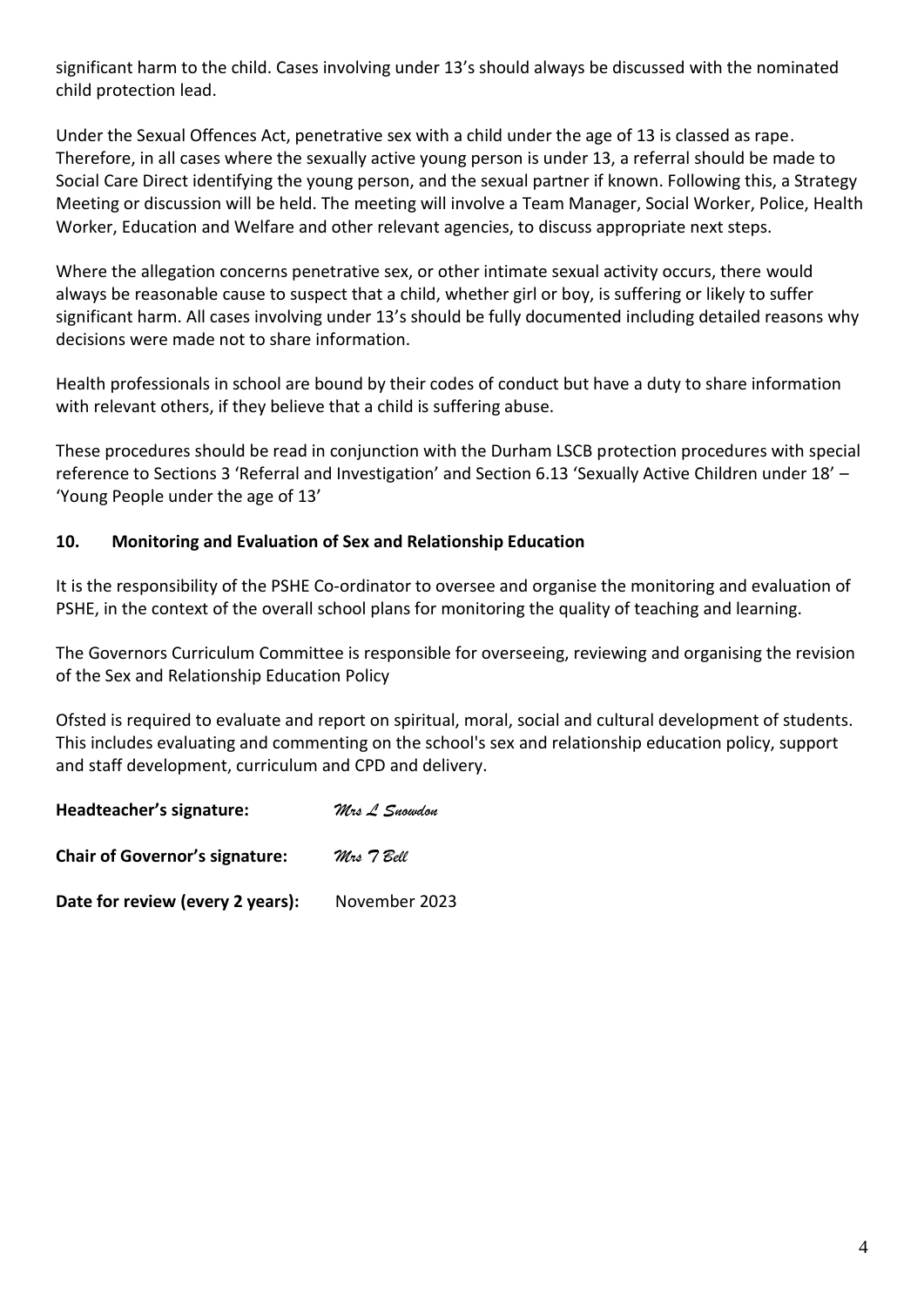significant harm to the child. Cases involving under 13's should always be discussed with the nominated child protection lead.

Under the Sexual Offences Act, penetrative sex with a child under the age of 13 is classed as rape. Therefore, in all cases where the sexually active young person is under 13, a referral should be made to Social Care Direct identifying the young person, and the sexual partner if known. Following this, a Strategy Meeting or discussion will be held. The meeting will involve a Team Manager, Social Worker, Police, Health Worker, Education and Welfare and other relevant agencies, to discuss appropriate next steps.

Where the allegation concerns penetrative sex, or other intimate sexual activity occurs, there would always be reasonable cause to suspect that a child, whether girl or boy, is suffering or likely to suffer significant harm. All cases involving under 13's should be fully documented including detailed reasons why decisions were made not to share information.

Health professionals in school are bound by their codes of conduct but have a duty to share information with relevant others, if they believe that a child is suffering abuse.

These procedures should be read in conjunction with the Durham LSCB protection procedures with special reference to Sections 3 'Referral and Investigation' and Section 6.13 'Sexually Active Children under 18' – 'Young People under the age of 13'

## 10. Monitoring and Evaluation of Sex and Relationship Education

It is the responsibility of the PSHE Co-ordinator to oversee and organise the monitoring and evaluation of PSHE, in the context of the overall school plans for monitoring the quality of teaching and learning.

The Governors Curriculum Committee is responsible for overseeing, reviewing and organising the revision of the Sex and Relationship Education Policy

Ofsted is required to evaluate and report on spiritual, moral, social and cultural development of students. This includes evaluating and commenting on the school's sex and relationship education policy, support and staff development, curriculum and CPD and delivery.

**Headteacher's signature:** *Mrs L Snowdon*

**Chair of Governor's signature:** *Mrs T Bell*

**Date for review (every 2 years):** November 2023